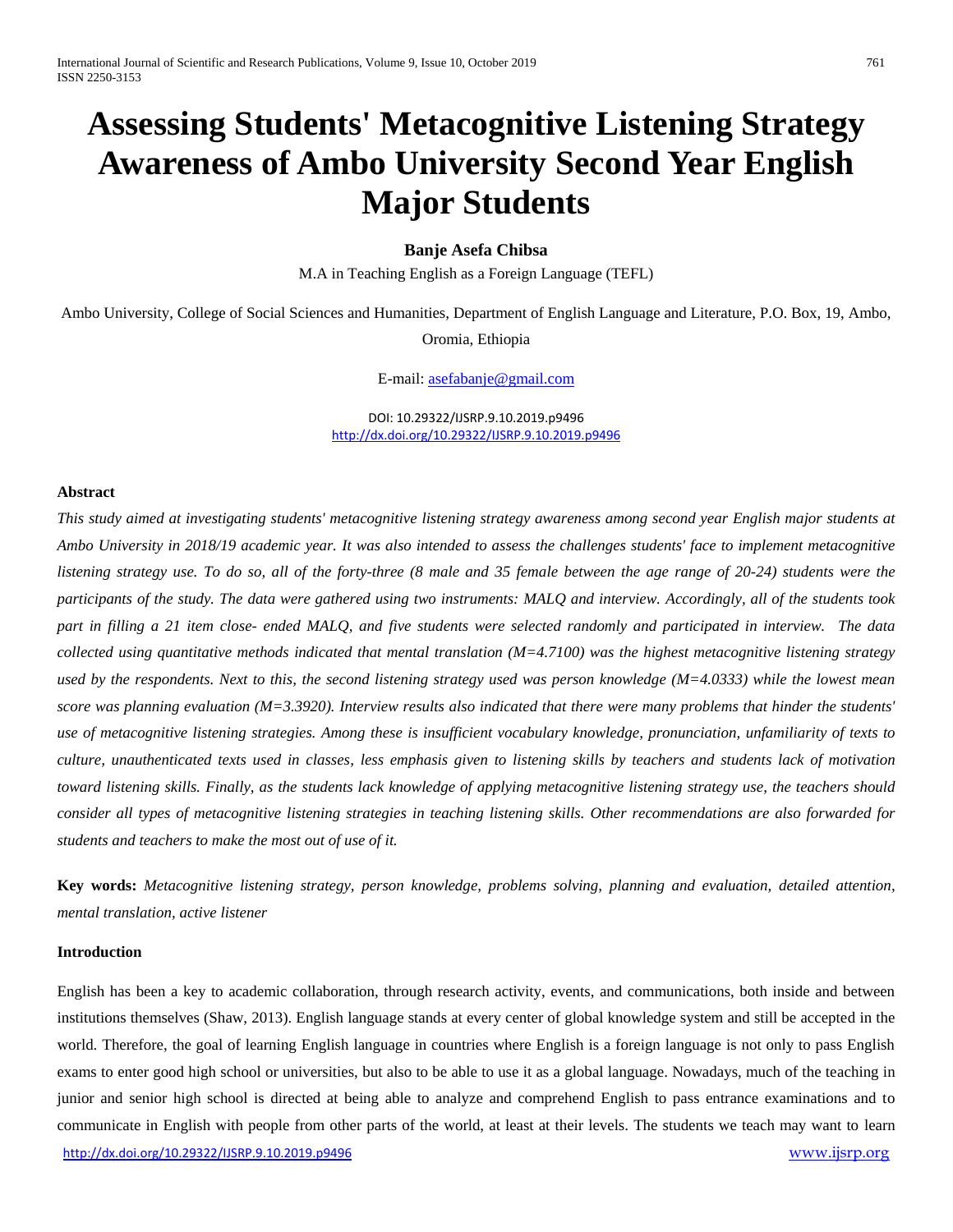# Assessing Students' Metacognitive Listening Strategy Awareness of Ambo University Second Year English Major Students

**Banje Asefa Chibsa**

M.A in Teaching English as a Foreign Language (TEFL)

Ambo University, College of Social Sciences and Humanities, Department of English Language and Literature, P.O. Box, 19, Ambo, Oromia, Ethiopia

E-mail: asefabanje@gmail.com

DOI: 10.29322/IJSRP.9.10.2019.p9496
http://dx.doi.org/10.29322/IJSRP.9.10.2019.p9496

**Abstract**

*This study aimed at investigating students' metacognitive listening strategy awareness among second year English major students at Ambo University in 2018/19 academic year. It was also intended to assess the challenges students' face to implement metacognitive listening strategy use. To do so, all of the forty-three (8 male and 35 female between the age range of 20-24) students were the participants of the study. The data were gathered using two instruments: MALQ and interview. Accordingly, all of the students took part in filling a 21 item close- ended MALQ, and five students were selected randomly and participated in interview. The data collected using quantitative methods indicated that mental translation (M=4.7100) was the highest metacognitive listening strategy used by the respondents. Next to this, the second listening strategy used was person knowledge (M=4.0333) while the lowest mean score was planning evaluation (M=3.3920). Interview results also indicated that there were many problems that hinder the students' use of metacognitive listening strategies. Among these is insufficient vocabulary knowledge, pronunciation, unfamiliarity of texts to culture, unauthenticated texts used in classes, less emphasis given to listening skills by teachers and students lack of motivation toward listening skills. Finally, as the students lack knowledge of applying metacognitive listening strategy use, the teachers should consider all types of metacognitive listening strategies in teaching listening skills. Other recommendations are also forwarded for students and teachers to make the most out of use of it.*

**Key words:** *Metacognitive listening strategy, person knowledge, problems solving, planning and evaluation, detailed attention, mental translation, active listener*

**Introduction**

English has been a key to academic collaboration, through research activity, events, and communications, both inside and between institutions themselves (Shaw, 2013). English language stands at every center of global knowledge system and still be accepted in the world. Therefore, the goal of learning English language in countries where English is a foreign language is not only to pass English exams to enter good high school or universities, but also to be able to use it as a global language. Nowadays, much of the teaching in junior and senior high school is directed at being able to analyze and comprehend English to pass entrance examinations and to communicate in English with people from other parts of the world, at least at their levels. The students we teach may want to learn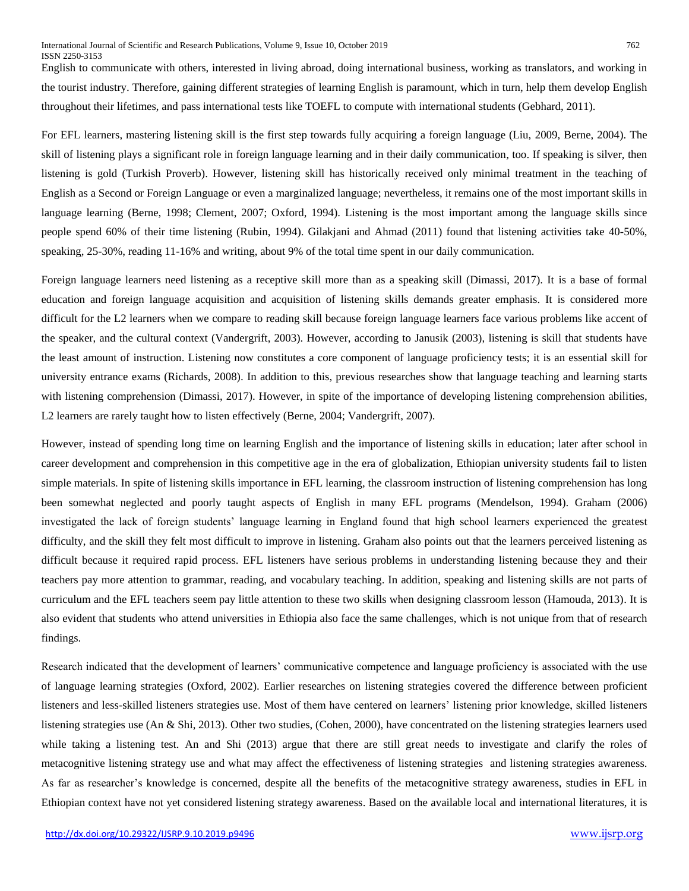English to communicate with others, interested in living abroad, doing international business, working as translators, and working in the tourist industry. Therefore, gaining different strategies of learning English is paramount, which in turn, help them develop English throughout their lifetimes, and pass international tests like TOEFL to compute with international students (Gebhard, 2011).

For EFL learners, mastering listening skill is the first step towards fully acquiring a foreign language (Liu, 2009, Berne, 2004). The skill of listening plays a significant role in foreign language learning and in their daily communication, too. If speaking is silver, then listening is gold (Turkish Proverb). However, listening skill has historically received only minimal treatment in the teaching of English as a Second or Foreign Language or even a marginalized language; nevertheless, it remains one of the most important skills in language learning (Berne, 1998; Clement, 2007; Oxford, 1994). Listening is the most important among the language skills since people spend 60% of their time listening (Rubin, 1994). Gilakjani and Ahmad (2011) found that listening activities take 40-50%, speaking, 25-30%, reading 11-16% and writing, about 9% of the total time spent in our daily communication.

Foreign language learners need listening as a receptive skill more than as a speaking skill (Dimassi, 2017). It is a base of formal education and foreign language acquisition and acquisition of listening skills demands greater emphasis. It is considered more difficult for the L2 learners when we compare to reading skill because foreign language learners face various problems like accent of the speaker, and the cultural context (Vandergrift, 2003). However, according to Janusik (2003), listening is skill that students have the least amount of instruction. Listening now constitutes a core component of language proficiency tests; it is an essential skill for university entrance exams (Richards, 2008). In addition to this, previous researches show that language teaching and learning starts with listening comprehension (Dimassi, 2017). However, in spite of the importance of developing listening comprehension abilities, L2 learners are rarely taught how to listen effectively (Berne, 2004; Vandergrift, 2007).

However, instead of spending long time on learning English and the importance of listening skills in education; later after school in career development and comprehension in this competitive age in the era of globalization, Ethiopian university students fail to listen simple materials. In spite of listening skills importance in EFL learning, the classroom instruction of listening comprehension has long been somewhat neglected and poorly taught aspects of English in many EFL programs (Mendelson, 1994). Graham (2006) investigated the lack of foreign students' language learning in England found that high school learners experienced the greatest difficulty, and the skill they felt most difficult to improve in listening. Graham also points out that the learners perceived listening as difficult because it required rapid process. EFL listeners have serious problems in understanding listening because they and their teachers pay more attention to grammar, reading, and vocabulary teaching. In addition, speaking and listening skills are not parts of curriculum and the EFL teachers seem pay little attention to these two skills when designing classroom lesson (Hamouda, 2013). It is also evident that students who attend universities in Ethiopia also face the same challenges, which is not unique from that of research findings.

Research indicated that the development of learners' communicative competence and language proficiency is associated with the use of language learning strategies (Oxford, 2002). Earlier researches on listening strategies covered the difference between proficient listeners and less-skilled listeners strategies use. Most of them have centered on learners' listening prior knowledge, skilled listeners listening strategies use (An & Shi, 2013). Other two studies, (Cohen, 2000), have concentrated on the listening strategies learners used while taking a listening test. An and Shi (2013) argue that there are still great needs to investigate and clarify the roles of metacognitive listening strategy use and what may affect the effectiveness of listening strategies and listening strategies awareness. As far as researcher's knowledge is concerned, despite all the benefits of the metacognitive strategy awareness, studies in EFL in Ethiopian context have not yet considered listening strategy awareness. Based on the available local and international literatures, it is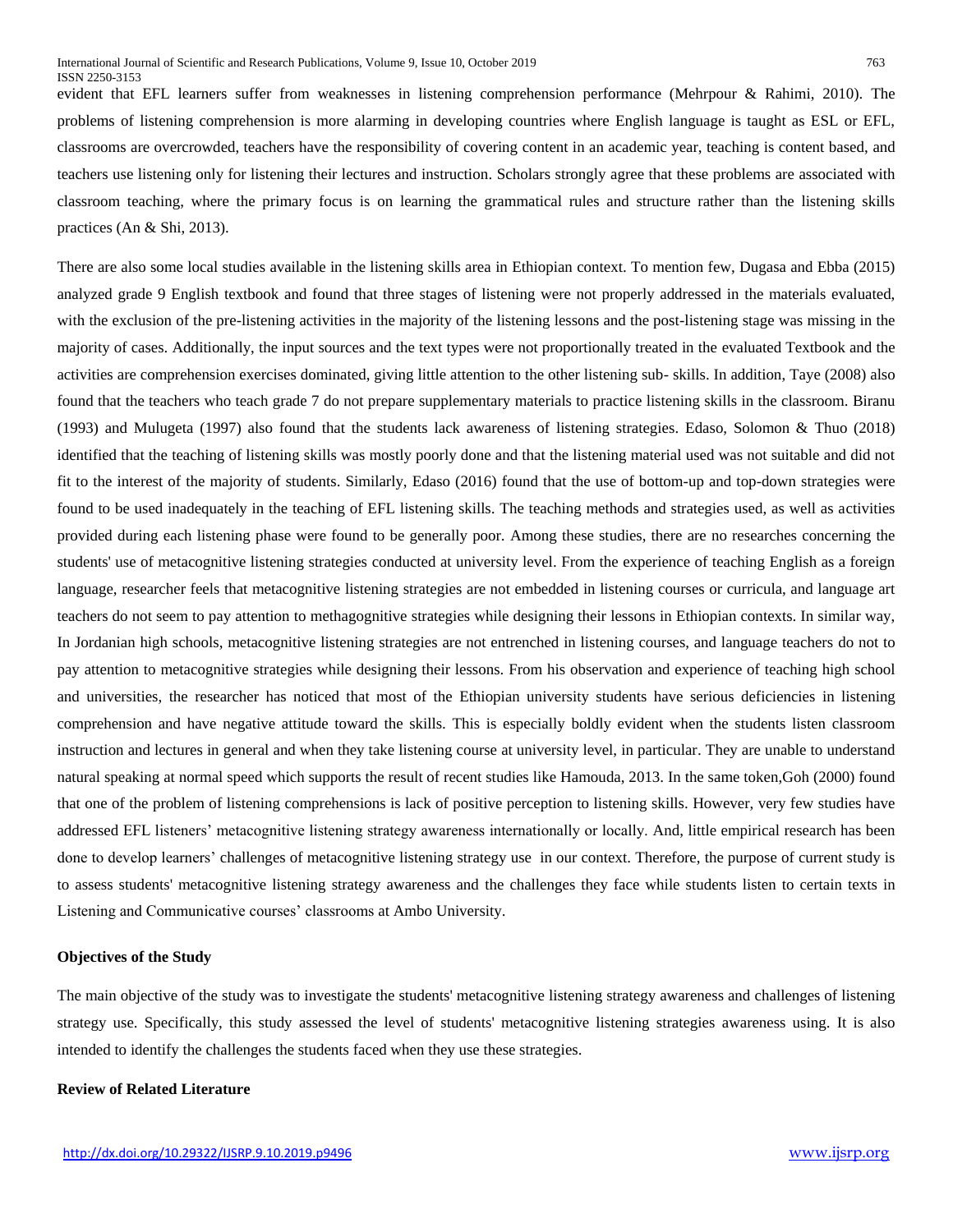evident that EFL learners suffer from weaknesses in listening comprehension performance (Mehrpour & Rahimi, 2010). The problems of listening comprehension is more alarming in developing countries where English language is taught as ESL or EFL, classrooms are overcrowded, teachers have the responsibility of covering content in an academic year, teaching is content based, and teachers use listening only for listening their lectures and instruction. Scholars strongly agree that these problems are associated with classroom teaching, where the primary focus is on learning the grammatical rules and structure rather than the listening skills practices (An & Shi, 2013).

There are also some local studies available in the listening skills area in Ethiopian context. To mention few, Dugasa and Ebba (2015) analyzed grade 9 English textbook and found that three stages of listening were not properly addressed in the materials evaluated, with the exclusion of the pre-listening activities in the majority of the listening lessons and the post-listening stage was missing in the majority of cases. Additionally, the input sources and the text types were not proportionally treated in the evaluated Textbook and the activities are comprehension exercises dominated, giving little attention to the other listening sub- skills. In addition, Taye (2008) also found that the teachers who teach grade 7 do not prepare supplementary materials to practice listening skills in the classroom. Biranu (1993) and Mulugeta (1997) also found that the students lack awareness of listening strategies. Edaso, Solomon & Thuo (2018) identified that the teaching of listening skills was mostly poorly done and that the listening material used was not suitable and did not fit to the interest of the majority of students. Similarly, Edaso (2016) found that the use of bottom-up and top-down strategies were found to be used inadequately in the teaching of EFL listening skills. The teaching methods and strategies used, as well as activities provided during each listening phase were found to be generally poor. Among these studies, there are no researches concerning the students' use of metacognitive listening strategies conducted at university level. From the experience of teaching English as a foreign language, researcher feels that metacognitive listening strategies are not embedded in listening courses or curricula, and language art teachers do not seem to pay attention to methagognitive strategies while designing their lessons in Ethiopian contexts. In similar way, In Jordanian high schools, metacognitive listening strategies are not entrenched in listening courses, and language teachers do not to pay attention to metacognitive strategies while designing their lessons. From his observation and experience of teaching high school and universities, the researcher has noticed that most of the Ethiopian university students have serious deficiencies in listening comprehension and have negative attitude toward the skills. This is especially boldly evident when the students listen classroom instruction and lectures in general and when they take listening course at university level, in particular. They are unable to understand natural speaking at normal speed which supports the result of recent studies like Hamouda, 2013. In the same token,Goh (2000) found that one of the problem of listening comprehensions is lack of positive perception to listening skills. However, very few studies have addressed EFL listeners' metacognitive listening strategy awareness internationally or locally. And, little empirical research has been done to develop learners' challenges of metacognitive listening strategy use in our context. Therefore, the purpose of current study is to assess students' metacognitive listening strategy awareness and the challenges they face while students listen to certain texts in Listening and Communicative courses' classrooms at Ambo University.

**Objectives of the Study**

The main objective of the study was to investigate the students' metacognitive listening strategy awareness and challenges of listening strategy use. Specifically, this study assessed the level of students' metacognitive listening strategies awareness using. It is also intended to identify the challenges the students faced when they use these strategies.

**Review of Related Literature**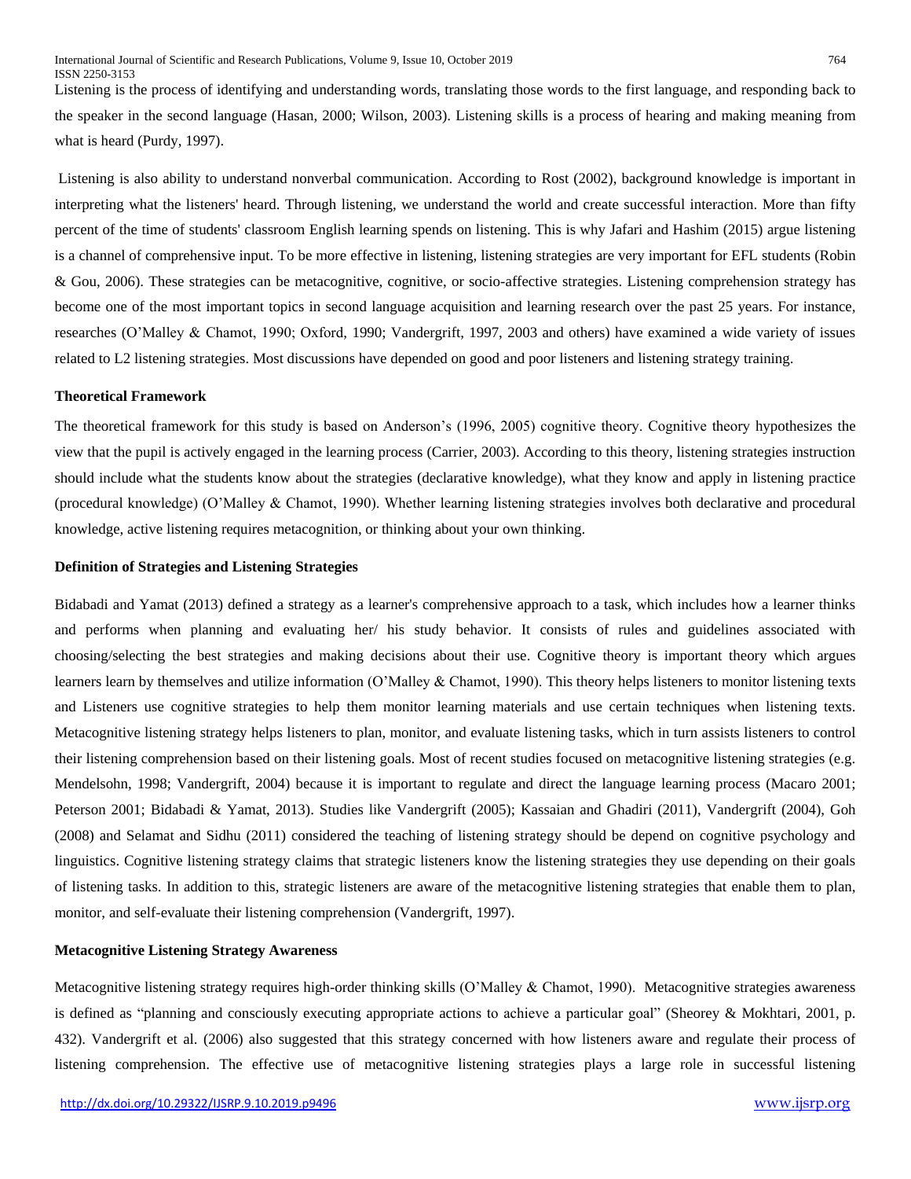Listening is the process of identifying and understanding words, translating those words to the first language, and responding back to the speaker in the second language (Hasan, 2000; Wilson, 2003). Listening skills is a process of hearing and making meaning from what is heard (Purdy, 1997).

Listening is also ability to understand nonverbal communication. According to Rost (2002), background knowledge is important in interpreting what the listeners' heard. Through listening, we understand the world and create successful interaction. More than fifty percent of the time of students' classroom English learning spends on listening. This is why Jafari and Hashim (2015) argue listening is a channel of comprehensive input. To be more effective in listening, listening strategies are very important for EFL students (Robin & Gou, 2006). These strategies can be metacognitive, cognitive, or socio-affective strategies. Listening comprehension strategy has become one of the most important topics in second language acquisition and learning research over the past 25 years. For instance, researches (O'Malley & Chamot, 1990; Oxford, 1990; Vandergrift, 1997, 2003 and others) have examined a wide variety of issues related to L2 listening strategies. Most discussions have depended on good and poor listeners and listening strategy training.

**Theoretical Framework**

The theoretical framework for this study is based on Anderson's (1996, 2005) cognitive theory. Cognitive theory hypothesizes the view that the pupil is actively engaged in the learning process (Carrier, 2003). According to this theory, listening strategies instruction should include what the students know about the strategies (declarative knowledge), what they know and apply in listening practice (procedural knowledge) (O'Malley & Chamot, 1990). Whether learning listening strategies involves both declarative and procedural knowledge, active listening requires metacognition, or thinking about your own thinking.

**Definition of Strategies and Listening Strategies**

Bidabadi and Yamat (2013) defined a strategy as a learner's comprehensive approach to a task, which includes how a learner thinks and performs when planning and evaluating her/ his study behavior. It consists of rules and guidelines associated with choosing/selecting the best strategies and making decisions about their use. Cognitive theory is important theory which argues learners learn by themselves and utilize information (O'Malley & Chamot, 1990). This theory helps listeners to monitor listening texts and Listeners use cognitive strategies to help them monitor learning materials and use certain techniques when listening texts. Metacognitive listening strategy helps listeners to plan, monitor, and evaluate listening tasks, which in turn assists listeners to control their listening comprehension based on their listening goals. Most of recent studies focused on metacognitive listening strategies (e.g. Mendelsohn, 1998; Vandergrift, 2004) because it is important to regulate and direct the language learning process (Macaro 2001; Peterson 2001; Bidabadi & Yamat, 2013). Studies like Vandergrift (2005); Kassaian and Ghadiri (2011), Vandergrift (2004), Goh (2008) and Selamat and Sidhu (2011) considered the teaching of listening strategy should be depend on cognitive psychology and linguistics. Cognitive listening strategy claims that strategic listeners know the listening strategies they use depending on their goals of listening tasks. In addition to this, strategic listeners are aware of the metacognitive listening strategies that enable them to plan, monitor, and self-evaluate their listening comprehension (Vandergrift, 1997).

**Metacognitive Listening Strategy Awareness**

Metacognitive listening strategy requires high-order thinking skills (O'Malley & Chamot, 1990). Metacognitive strategies awareness is defined as "planning and consciously executing appropriate actions to achieve a particular goal" (Sheorey & Mokhtari, 2001, p. 432). Vandergrift et al. (2006) also suggested that this strategy concerned with how listeners aware and regulate their process of listening comprehension. The effective use of metacognitive listening strategies plays a large role in successful listening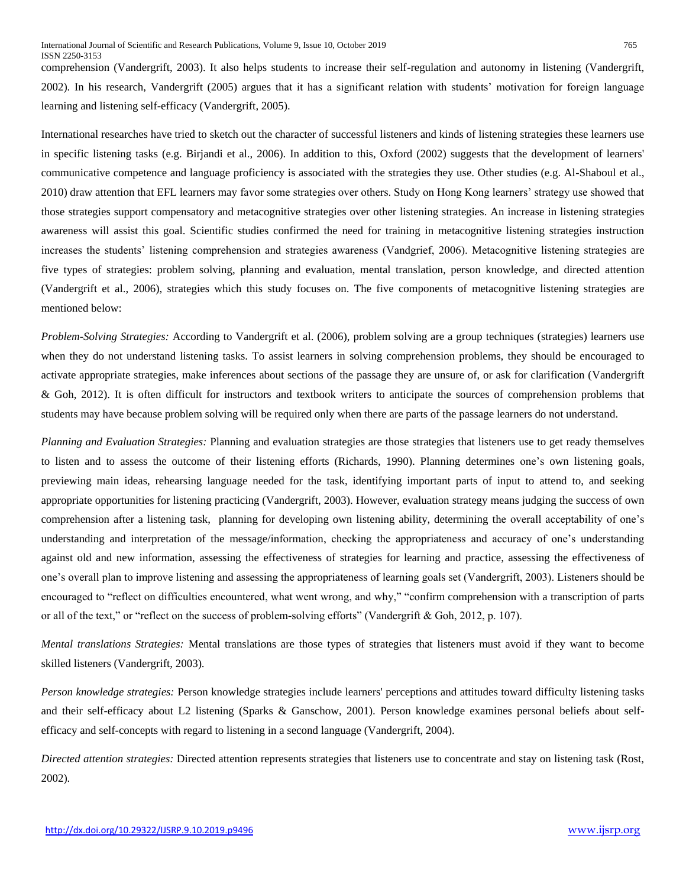comprehension (Vandergrift, 2003). It also helps students to increase their self-regulation and autonomy in listening (Vandergrift, 2002). In his research, Vandergrift (2005) argues that it has a significant relation with students' motivation for foreign language learning and listening self-efficacy (Vandergrift, 2005).

International researches have tried to sketch out the character of successful listeners and kinds of listening strategies these learners use in specific listening tasks (e.g. Birjandi et al., 2006). In addition to this, Oxford (2002) suggests that the development of learners' communicative competence and language proficiency is associated with the strategies they use. Other studies (e.g. Al-Shaboul et al., 2010) draw attention that EFL learners may favor some strategies over others. Study on Hong Kong learners' strategy use showed that those strategies support compensatory and metacognitive strategies over other listening strategies. An increase in listening strategies awareness will assist this goal. Scientific studies confirmed the need for training in metacognitive listening strategies instruction increases the students' listening comprehension and strategies awareness (Vandgrief, 2006). Metacognitive listening strategies are five types of strategies: problem solving, planning and evaluation, mental translation, person knowledge, and directed attention (Vandergrift et al., 2006), strategies which this study focuses on. The five components of metacognitive listening strategies are mentioned below:

*Problem-Solving Strategies:* According to Vandergrift et al. (2006), problem solving are a group techniques (strategies) learners use when they do not understand listening tasks. To assist learners in solving comprehension problems, they should be encouraged to activate appropriate strategies, make inferences about sections of the passage they are unsure of, or ask for clarification (Vandergrift & Goh, 2012). It is often difficult for instructors and textbook writers to anticipate the sources of comprehension problems that students may have because problem solving will be required only when there are parts of the passage learners do not understand.

*Planning and Evaluation Strategies:* Planning and evaluation strategies are those strategies that listeners use to get ready themselves to listen and to assess the outcome of their listening efforts (Richards, 1990). Planning determines one's own listening goals, previewing main ideas, rehearsing language needed for the task, identifying important parts of input to attend to, and seeking appropriate opportunities for listening practicing (Vandergrift, 2003). However, evaluation strategy means judging the success of own comprehension after a listening task, planning for developing own listening ability, determining the overall acceptability of one's understanding and interpretation of the message/information, checking the appropriateness and accuracy of one's understanding against old and new information, assessing the effectiveness of strategies for learning and practice, assessing the effectiveness of one's overall plan to improve listening and assessing the appropriateness of learning goals set (Vandergrift, 2003). Listeners should be encouraged to "reflect on difficulties encountered, what went wrong, and why," "confirm comprehension with a transcription of parts or all of the text," or "reflect on the success of problem-solving efforts" (Vandergrift & Goh, 2012, p. 107).

*Mental translations Strategies:* Mental translations are those types of strategies that listeners must avoid if they want to become skilled listeners (Vandergrift, 2003).

*Person knowledge strategies:* Person knowledge strategies include learners' perceptions and attitudes toward difficulty listening tasks and their self-efficacy about L2 listening (Sparks & Ganschow, 2001). Person knowledge examines personal beliefs about self-efficacy and self-concepts with regard to listening in a second language (Vandergrift, 2004).

*Directed attention strategies:* Directed attention represents strategies that listeners use to concentrate and stay on listening task (Rost, 2002).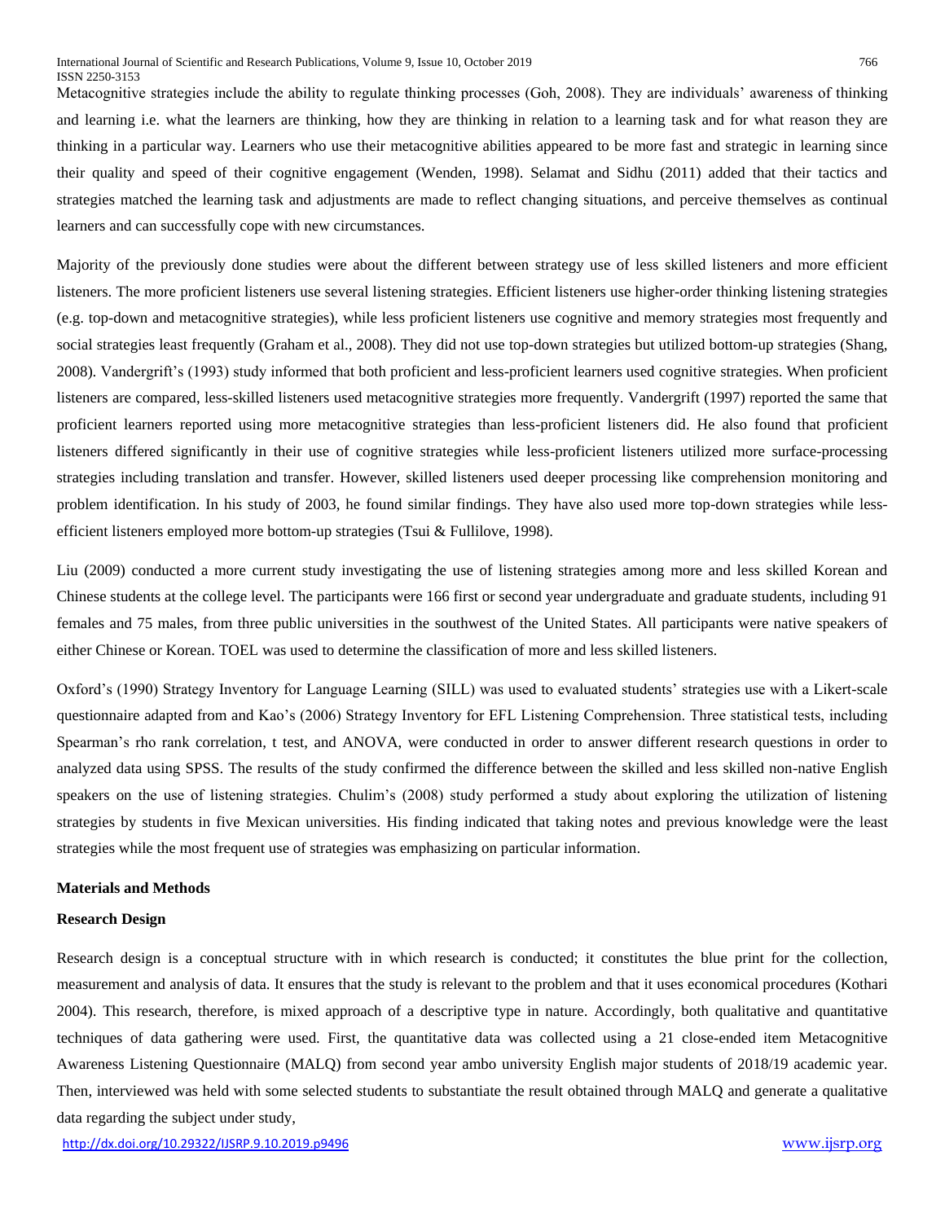Metacognitive strategies include the ability to regulate thinking processes (Goh, 2008). They are individuals' awareness of thinking and learning i.e. what the learners are thinking, how they are thinking in relation to a learning task and for what reason they are thinking in a particular way. Learners who use their metacognitive abilities appeared to be more fast and strategic in learning since their quality and speed of their cognitive engagement (Wenden, 1998). Selamat and Sidhu (2011) added that their tactics and strategies matched the learning task and adjustments are made to reflect changing situations, and perceive themselves as continual learners and can successfully cope with new circumstances.

Majority of the previously done studies were about the different between strategy use of less skilled listeners and more efficient listeners. The more proficient listeners use several listening strategies. Efficient listeners use higher-order thinking listening strategies (e.g. top-down and metacognitive strategies), while less proficient listeners use cognitive and memory strategies most frequently and social strategies least frequently (Graham et al., 2008). They did not use top-down strategies but utilized bottom-up strategies (Shang, 2008). Vandergrift's (1993) study informed that both proficient and less-proficient learners used cognitive strategies. When proficient listeners are compared, less-skilled listeners used metacognitive strategies more frequently. Vandergrift (1997) reported the same that proficient learners reported using more metacognitive strategies than less-proficient listeners did. He also found that proficient listeners differed significantly in their use of cognitive strategies while less-proficient listeners utilized more surface-processing strategies including translation and transfer. However, skilled listeners used deeper processing like comprehension monitoring and problem identification. In his study of 2003, he found similar findings. They have also used more top-down strategies while less-efficient listeners employed more bottom-up strategies (Tsui & Fullilove, 1998).

Liu (2009) conducted a more current study investigating the use of listening strategies among more and less skilled Korean and Chinese students at the college level. The participants were 166 first or second year undergraduate and graduate students, including 91 females and 75 males, from three public universities in the southwest of the United States. All participants were native speakers of either Chinese or Korean. TOEL was used to determine the classification of more and less skilled listeners.

Oxford's (1990) Strategy Inventory for Language Learning (SILL) was used to evaluated students' strategies use with a Likert-scale questionnaire adapted from and Kao's (2006) Strategy Inventory for EFL Listening Comprehension. Three statistical tests, including Spearman's rho rank correlation, t test, and ANOVA, were conducted in order to answer different research questions in order to analyzed data using SPSS. The results of the study confirmed the difference between the skilled and less skilled non-native English speakers on the use of listening strategies. Chulim's (2008) study performed a study about exploring the utilization of listening strategies by students in five Mexican universities. His finding indicated that taking notes and previous knowledge were the least strategies while the most frequent use of strategies was emphasizing on particular information.

## Materials and Methods

### Research Design

Research design is a conceptual structure with in which research is conducted; it constitutes the blue print for the collection, measurement and analysis of data. It ensures that the study is relevant to the problem and that it uses economical procedures (Kothari 2004). This research, therefore, is mixed approach of a descriptive type in nature. Accordingly, both qualitative and quantitative techniques of data gathering were used. First, the quantitative data was collected using a 21 close-ended item Metacognitive Awareness Listening Questionnaire (MALQ) from second year ambo university English major students of 2018/19 academic year. Then, interviewed was held with some selected students to substantiate the result obtained through MALQ and generate a qualitative data regarding the subject under study,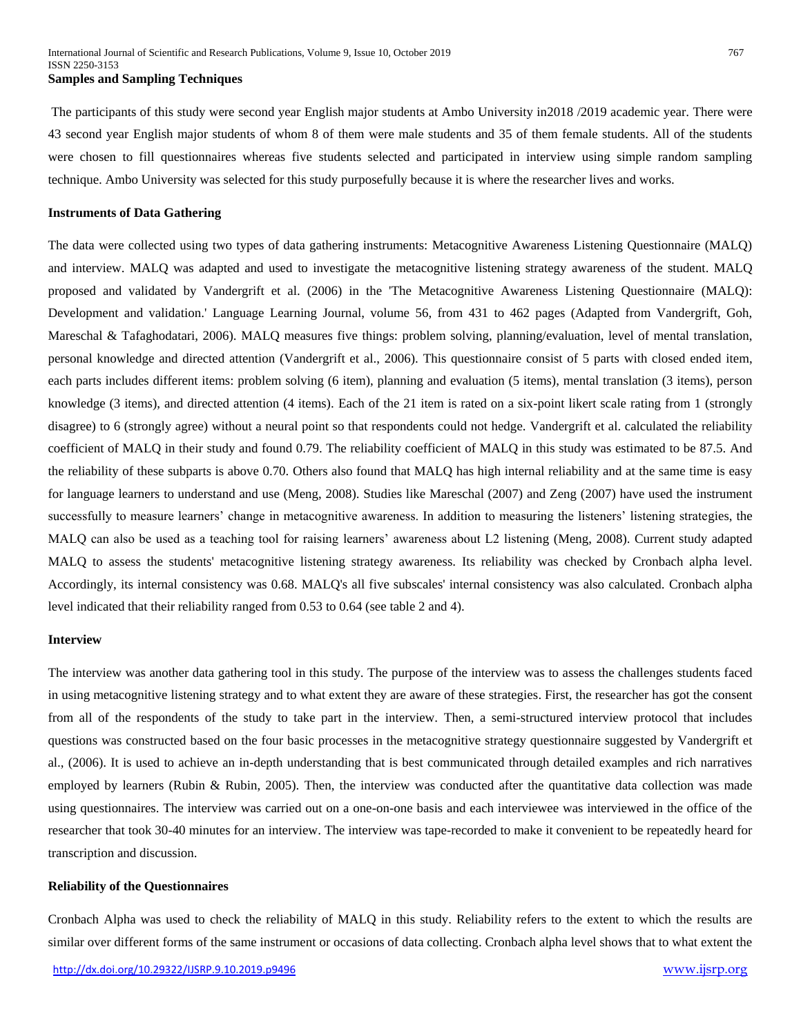**Samples and Sampling Techniques**

The participants of this study were second year English major students at Ambo University in2018 /2019 academic year. There were 43 second year English major students of whom 8 of them were male students and 35 of them female students. All of the students were chosen to fill questionnaires whereas five students selected and participated in interview using simple random sampling technique. Ambo University was selected for this study purposefully because it is where the researcher lives and works.

**Instruments of Data Gathering**

The data were collected using two types of data gathering instruments: Metacognitive Awareness Listening Questionnaire (MALQ) and interview. MALQ was adapted and used to investigate the metacognitive listening strategy awareness of the student. MALQ proposed and validated by Vandergrift et al. (2006) in the 'The Metacognitive Awareness Listening Questionnaire (MALQ): Development and validation.' Language Learning Journal, volume 56, from 431 to 462 pages (Adapted from Vandergrift, Goh, Mareschal & Tafaghodatari, 2006). MALQ measures five things: problem solving, planning/evaluation, level of mental translation, personal knowledge and directed attention (Vandergrift et al., 2006). This questionnaire consist of 5 parts with closed ended item, each parts includes different items: problem solving (6 item), planning and evaluation (5 items), mental translation (3 items), person knowledge (3 items), and directed attention (4 items). Each of the 21 item is rated on a six-point likert scale rating from 1 (strongly disagree) to 6 (strongly agree) without a neural point so that respondents could not hedge. Vandergrift et al. calculated the reliability coefficient of MALQ in their study and found 0.79. The reliability coefficient of MALQ in this study was estimated to be 87.5. And the reliability of these subparts is above 0.70. Others also found that MALQ has high internal reliability and at the same time is easy for language learners to understand and use (Meng, 2008). Studies like Mareschal (2007) and Zeng (2007) have used the instrument successfully to measure learners' change in metacognitive awareness. In addition to measuring the listeners' listening strategies, the MALQ can also be used as a teaching tool for raising learners' awareness about L2 listening (Meng, 2008). Current study adapted MALQ to assess the students' metacognitive listening strategy awareness. Its reliability was checked by Cronbach alpha level. Accordingly, its internal consistency was 0.68. MALQ's all five subscales' internal consistency was also calculated. Cronbach alpha level indicated that their reliability ranged from 0.53 to 0.64 (see table 2 and 4).

**Interview**

The interview was another data gathering tool in this study. The purpose of the interview was to assess the challenges students faced in using metacognitive listening strategy and to what extent they are aware of these strategies. First, the researcher has got the consent from all of the respondents of the study to take part in the interview. Then, a semi-structured interview protocol that includes questions was constructed based on the four basic processes in the metacognitive strategy questionnaire suggested by Vandergrift et al., (2006). It is used to achieve an in-depth understanding that is best communicated through detailed examples and rich narratives employed by learners (Rubin & Rubin, 2005). Then, the interview was conducted after the quantitative data collection was made using questionnaires. The interview was carried out on a one-on-one basis and each interviewee was interviewed in the office of the researcher that took 30-40 minutes for an interview. The interview was tape-recorded to make it convenient to be repeatedly heard for transcription and discussion.

**Reliability of the Questionnaires**

Cronbach Alpha was used to check the reliability of MALQ in this study. Reliability refers to the extent to which the results are similar over different forms of the same instrument or occasions of data collecting. Cronbach alpha level shows that to what extent the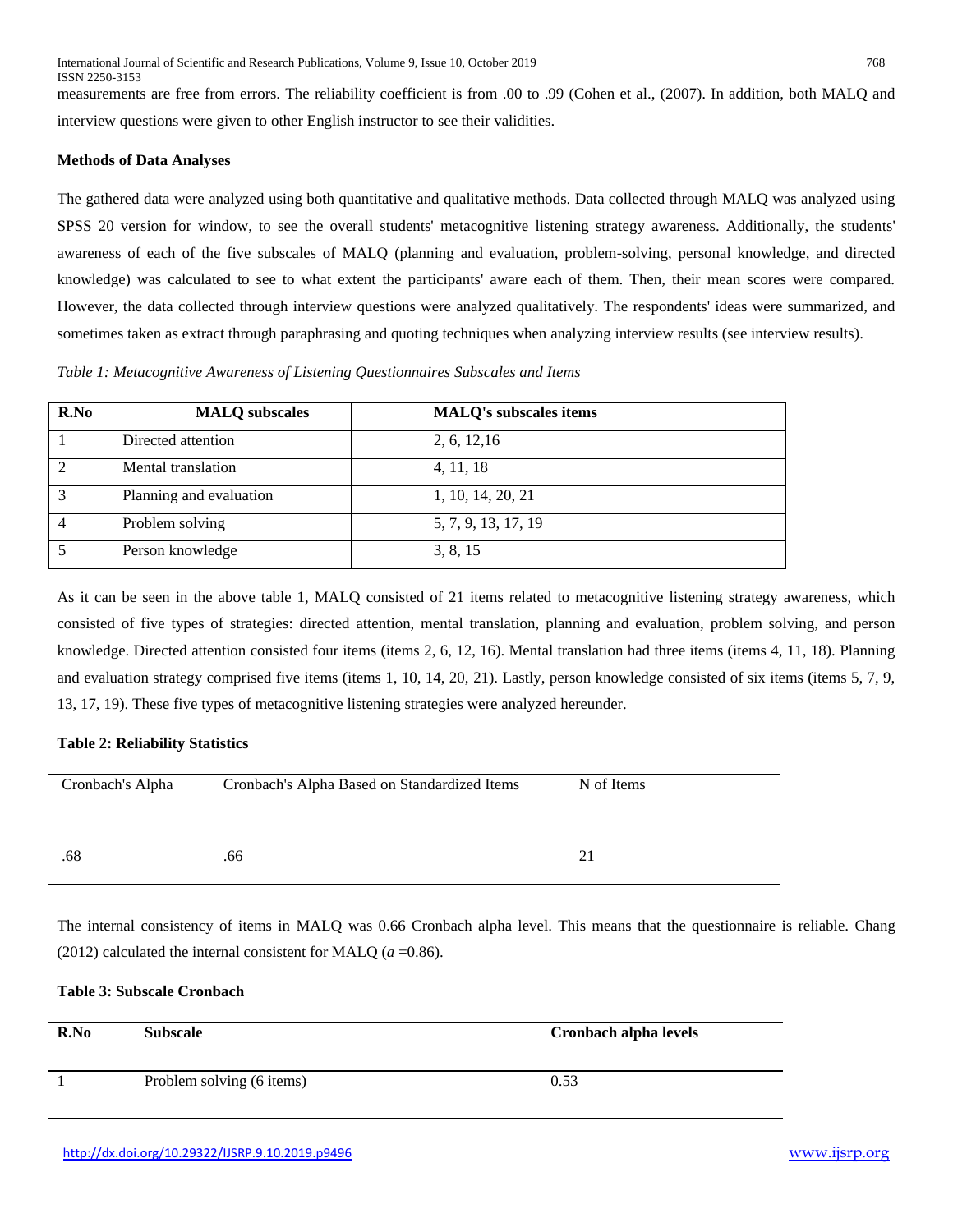measurements are free from errors. The reliability coefficient is from .00 to .99 (Cohen et al., (2007). In addition, both MALQ and interview questions were given to other English instructor to see their validities.

**Methods of Data Analyses**

The gathered data were analyzed using both quantitative and qualitative methods. Data collected through MALQ was analyzed using SPSS 20 version for window, to see the overall students' metacognitive listening strategy awareness. Additionally, the students' awareness of each of the five subscales of MALQ (planning and evaluation, problem-solving, personal knowledge, and directed knowledge) was calculated to see to what extent the participants' aware each of them. Then, their mean scores were compared. However, the data collected through interview questions were analyzed qualitatively. The respondents' ideas were summarized, and sometimes taken as extract through paraphrasing and quoting techniques when analyzing interview results (see interview results).

*Table 1: Metacognitive Awareness of Listening Questionnaires Subscales and Items*

| R.No | MALQ subscales | MALQ's subscales items |
|---|---|---|
| 1 | Directed attention | 2, 6, 12,16 |
| 2 | Mental translation | 4, 11, 18 |
| 3 | Planning and evaluation | 1, 10, 14, 20, 21 |
| 4 | Problem solving | 5, 7, 9, 13, 17, 19 |
| 5 | Person knowledge | 3, 8, 15 |

As it can be seen in the above table 1, MALQ consisted of 21 items related to metacognitive listening strategy awareness, which consisted of five types of strategies: directed attention, mental translation, planning and evaluation, problem solving, and person knowledge. Directed attention consisted four items (items 2, 6, 12, 16). Mental translation had three items (items 4, 11, 18). Planning and evaluation strategy comprised five items (items 1, 10, 14, 20, 21). Lastly, person knowledge consisted of six items (items 5, 7, 9, 13, 17, 19). These five types of metacognitive listening strategies were analyzed hereunder.

**Table 2: Reliability Statistics**

| Cronbach's Alpha | Cronbach's Alpha Based on Standardized Items | N of Items |
|---|---|---|
| .68 | .66 | 21 |

The internal consistency of items in MALQ was 0.66 Cronbach alpha level. This means that the questionnaire is reliable. Chang (2012) calculated the internal consistent for MALQ ($a$ =0.86).

**Table 3: Subscale Cronbach**

| R.No | Subscale | Cronbach alpha levels |
|---|---|---|
| 1 | Problem solving (6 items) | 0.53 |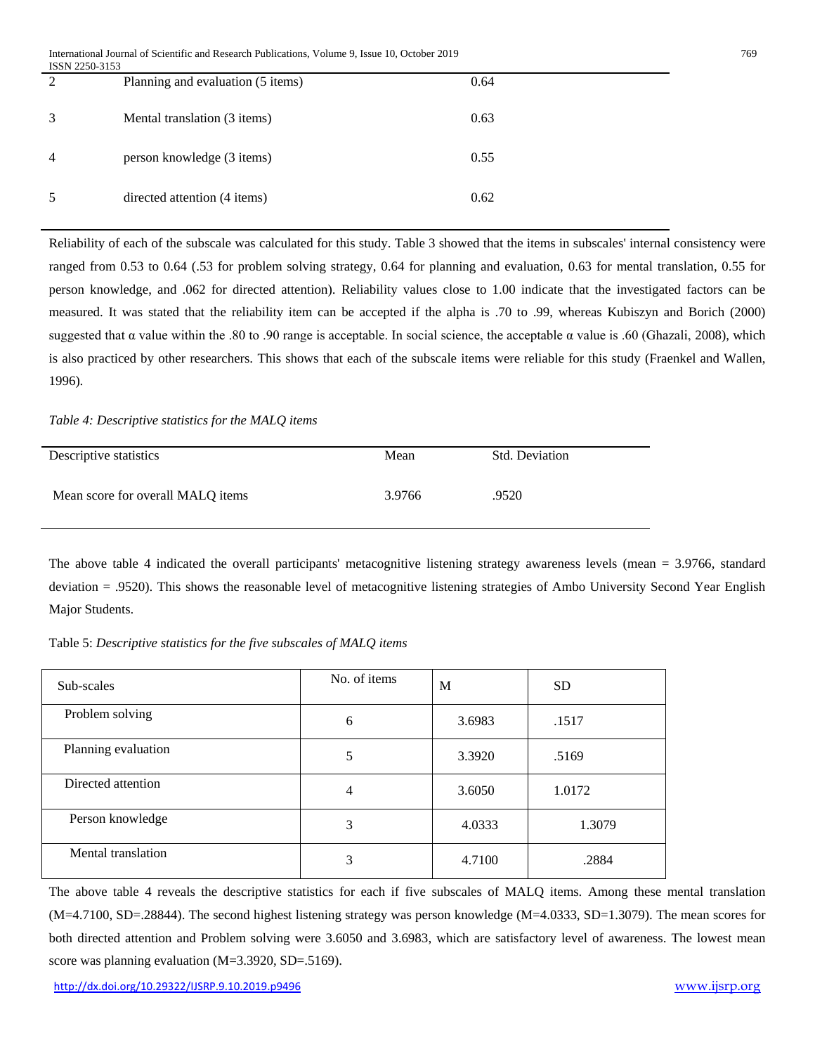| | | |
|---|---|---|
| 2 | Planning and evaluation (5 items) | 0.64 |
| 3 | Mental translation (3 items) | 0.63 |
| 4 | person knowledge (3 items) | 0.55 |
| 5 | directed attention (4 items) | 0.62 |

Reliability of each of the subscale was calculated for this study. Table 3 showed that the items in subscales' internal consistency were ranged from 0.53 to 0.64 (.53 for problem solving strategy, 0.64 for planning and evaluation, 0.63 for mental translation, 0.55 for person knowledge, and .062 for directed attention). Reliability values close to 1.00 indicate that the investigated factors can be measured. It was stated that the reliability item can be accepted if the alpha is .70 to .99, whereas Kubiszyn and Borich (2000) suggested that α value within the .80 to .90 range is acceptable. In social science, the acceptable α value is .60 (Ghazali, 2008), which is also practiced by other researchers. This shows that each of the subscale items were reliable for this study (Fraenkel and Wallen, 1996).

*Table 4: Descriptive statistics for the MALQ items*

| Descriptive statistics | Mean | Std. Deviation |
|---|---|---|
| Mean score for overall MALQ items | 3.9766 | .9520 |

The above table 4 indicated the overall participants' metacognitive listening strategy awareness levels (mean = 3.9766, standard deviation = .9520). This shows the reasonable level of metacognitive listening strategies of Ambo University Second Year English Major Students.

Table 5: *Descriptive statistics for the five subscales of MALQ items*

| Sub-scales | No. of items | M | SD |
|---|---|---|---|
| Problem solving | 6 | 3.6983 | .1517 |
| Planning evaluation | 5 | 3.3920 | .5169 |
| Directed attention | 4 | 3.6050 | 1.0172 |
| Person knowledge | 3 | 4.0333 | 1.3079 |
| Mental translation | 3 | 4.7100 | .2884 |

The above table 4 reveals the descriptive statistics for each if five subscales of MALQ items. Among these mental translation (M=4.7100, SD=.28844). The second highest listening strategy was person knowledge (M=4.0333, SD=1.3079). The mean scores for both directed attention and Problem solving were 3.6050 and 3.6983, which are satisfactory level of awareness. The lowest mean score was planning evaluation (M=3.3920, SD=.5169).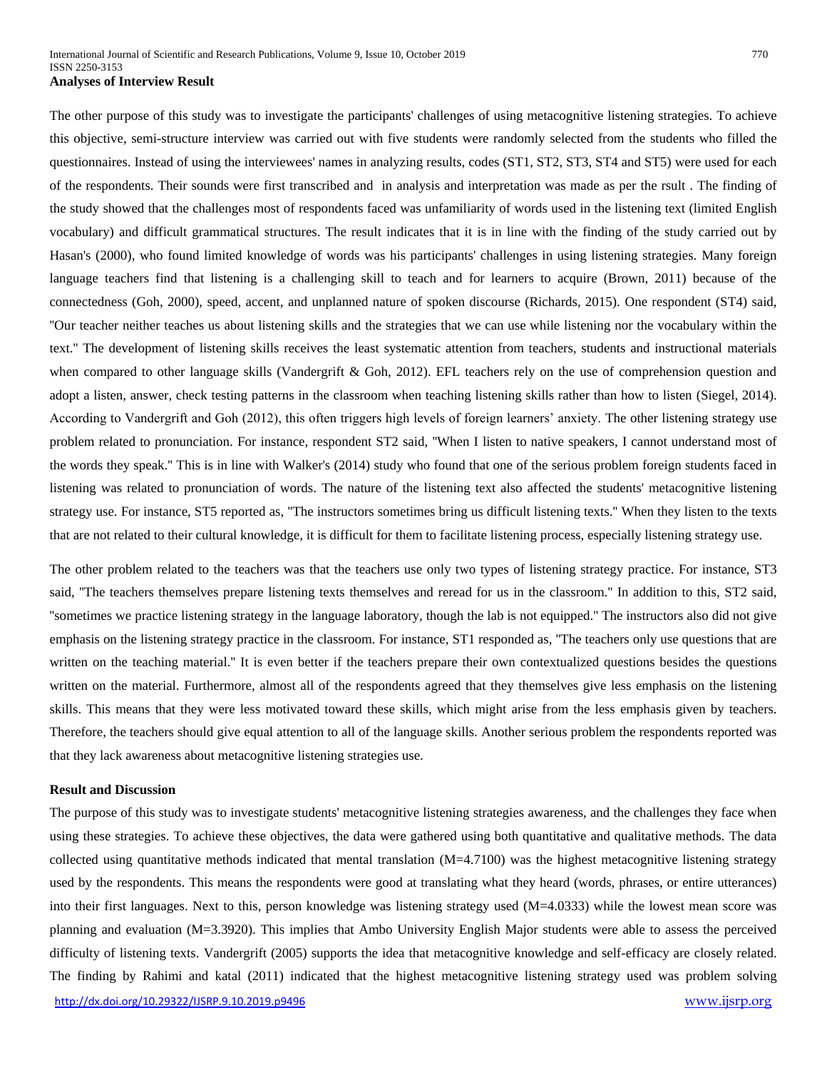**Analyses of Interview Result**

The other purpose of this study was to investigate the participants' challenges of using metacognitive listening strategies. To achieve this objective, semi-structure interview was carried out with five students were randomly selected from the students who filled the questionnaires. Instead of using the interviewees' names in analyzing results, codes (ST1, ST2, ST3, ST4 and ST5) were used for each of the respondents. Their sounds were first transcribed and in analysis and interpretation was made as per the rsult . The finding of the study showed that the challenges most of respondents faced was unfamiliarity of words used in the listening text (limited English vocabulary) and difficult grammatical structures. The result indicates that it is in line with the finding of the study carried out by Hasan's (2000), who found limited knowledge of words was his participants' challenges in using listening strategies. Many foreign language teachers find that listening is a challenging skill to teach and for learners to acquire (Brown, 2011) because of the connectedness (Goh, 2000), speed, accent, and unplanned nature of spoken discourse (Richards, 2015). One respondent (ST4) said, "Our teacher neither teaches us about listening skills and the strategies that we can use while listening nor the vocabulary within the text." The development of listening skills receives the least systematic attention from teachers, students and instructional materials when compared to other language skills (Vandergrift & Goh, 2012). EFL teachers rely on the use of comprehension question and adopt a listen, answer, check testing patterns in the classroom when teaching listening skills rather than how to listen (Siegel, 2014). According to Vandergrift and Goh (2012), this often triggers high levels of foreign learners' anxiety. The other listening strategy use problem related to pronunciation. For instance, respondent ST2 said, "When I listen to native speakers, I cannot understand most of the words they speak." This is in line with Walker's (2014) study who found that one of the serious problem foreign students faced in listening was related to pronunciation of words. The nature of the listening text also affected the students' metacognitive listening strategy use. For instance, ST5 reported as, "The instructors sometimes bring us difficult listening texts." When they listen to the texts that are not related to their cultural knowledge, it is difficult for them to facilitate listening process, especially listening strategy use.

The other problem related to the teachers was that the teachers use only two types of listening strategy practice. For instance, ST3 said, "The teachers themselves prepare listening texts themselves and reread for us in the classroom." In addition to this, ST2 said, "sometimes we practice listening strategy in the language laboratory, though the lab is not equipped." The instructors also did not give emphasis on the listening strategy practice in the classroom. For instance, ST1 responded as, "The teachers only use questions that are written on the teaching material." It is even better if the teachers prepare their own contextualized questions besides the questions written on the material. Furthermore, almost all of the respondents agreed that they themselves give less emphasis on the listening skills. This means that they were less motivated toward these skills, which might arise from the less emphasis given by teachers. Therefore, the teachers should give equal attention to all of the language skills. Another serious problem the respondents reported was that they lack awareness about metacognitive listening strategies use.

**Result and Discussion**

The purpose of this study was to investigate students' metacognitive listening strategies awareness, and the challenges they face when using these strategies. To achieve these objectives, the data were gathered using both quantitative and qualitative methods. The data collected using quantitative methods indicated that mental translation (M=4.7100) was the highest metacognitive listening strategy used by the respondents. This means the respondents were good at translating what they heard (words, phrases, or entire utterances) into their first languages. Next to this, person knowledge was listening strategy used (M=4.0333) while the lowest mean score was planning and evaluation (M=3.3920). This implies that Ambo University English Major students were able to assess the perceived difficulty of listening texts. Vandergrift (2005) supports the idea that metacognitive knowledge and self-efficacy are closely related. The finding by Rahimi and katal (2011) indicated that the highest metacognitive listening strategy used was problem solving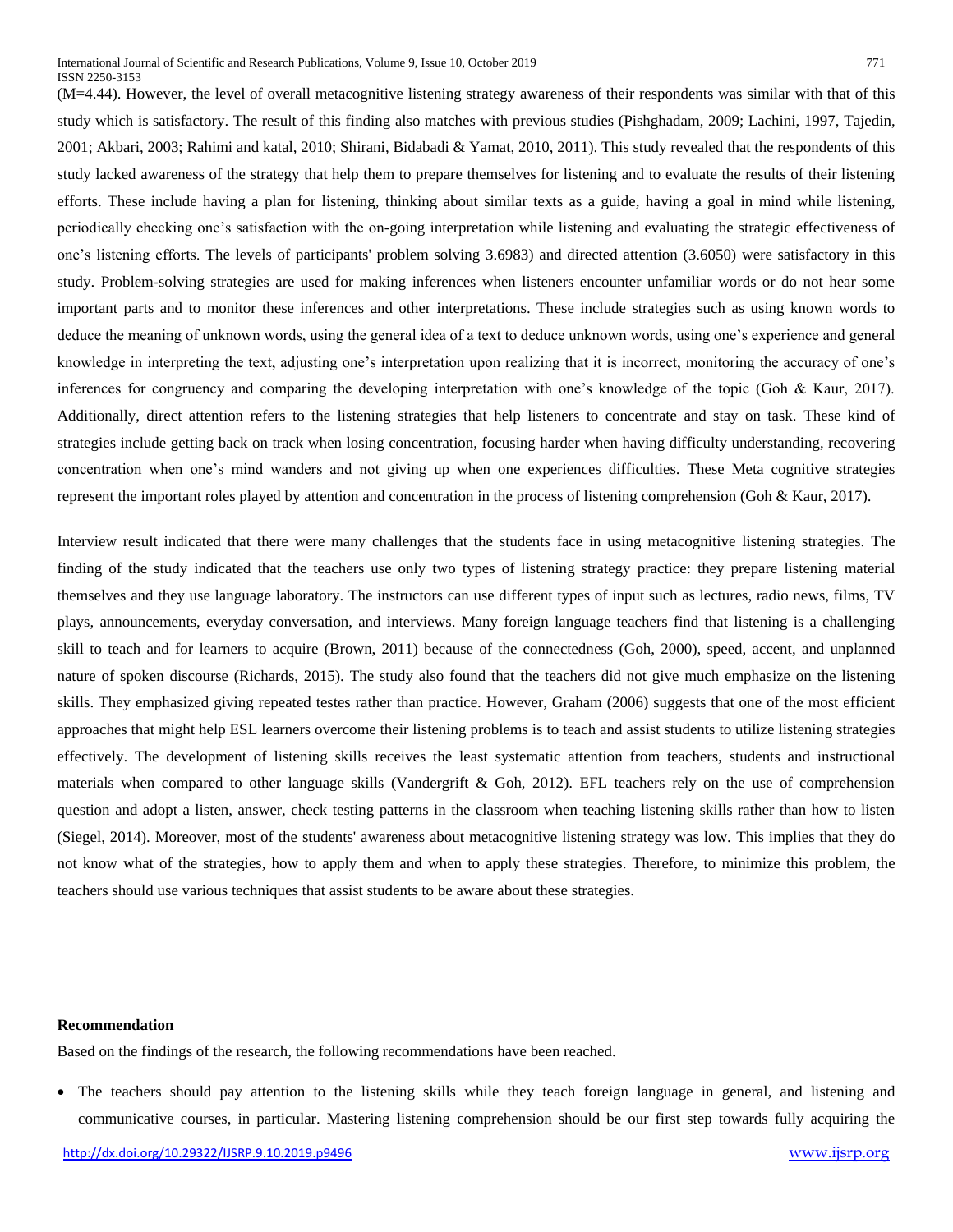(M=4.44). However, the level of overall metacognitive listening strategy awareness of their respondents was similar with that of this study which is satisfactory. The result of this finding also matches with previous studies (Pishghadam, 2009; Lachini, 1997, Tajedin, 2001; Akbari, 2003; Rahimi and katal, 2010; Shirani, Bidabadi & Yamat, 2010, 2011). This study revealed that the respondents of this study lacked awareness of the strategy that help them to prepare themselves for listening and to evaluate the results of their listening efforts. These include having a plan for listening, thinking about similar texts as a guide, having a goal in mind while listening, periodically checking one's satisfaction with the on-going interpretation while listening and evaluating the strategic effectiveness of one's listening efforts. The levels of participants' problem solving 3.6983) and directed attention (3.6050) were satisfactory in this study. Problem-solving strategies are used for making inferences when listeners encounter unfamiliar words or do not hear some important parts and to monitor these inferences and other interpretations. These include strategies such as using known words to deduce the meaning of unknown words, using the general idea of a text to deduce unknown words, using one's experience and general knowledge in interpreting the text, adjusting one's interpretation upon realizing that it is incorrect, monitoring the accuracy of one's inferences for congruency and comparing the developing interpretation with one's knowledge of the topic (Goh & Kaur, 2017). Additionally, direct attention refers to the listening strategies that help listeners to concentrate and stay on task. These kind of strategies include getting back on track when losing concentration, focusing harder when having difficulty understanding, recovering concentration when one's mind wanders and not giving up when one experiences difficulties. These Meta cognitive strategies represent the important roles played by attention and concentration in the process of listening comprehension (Goh & Kaur, 2017).

Interview result indicated that there were many challenges that the students face in using metacognitive listening strategies. The finding of the study indicated that the teachers use only two types of listening strategy practice: they prepare listening material themselves and they use language laboratory. The instructors can use different types of input such as lectures, radio news, films, TV plays, announcements, everyday conversation, and interviews. Many foreign language teachers find that listening is a challenging skill to teach and for learners to acquire (Brown, 2011) because of the connectedness (Goh, 2000), speed, accent, and unplanned nature of spoken discourse (Richards, 2015). The study also found that the teachers did not give much emphasize on the listening skills. They emphasized giving repeated testes rather than practice. However, Graham (2006) suggests that one of the most efficient approaches that might help ESL learners overcome their listening problems is to teach and assist students to utilize listening strategies effectively. The development of listening skills receives the least systematic attention from teachers, students and instructional materials when compared to other language skills (Vandergrift & Goh, 2012). EFL teachers rely on the use of comprehension question and adopt a listen, answer, check testing patterns in the classroom when teaching listening skills rather than how to listen (Siegel, 2014). Moreover, most of the students' awareness about metacognitive listening strategy was low. This implies that they do not know what of the strategies, how to apply them and when to apply these strategies. Therefore, to minimize this problem, the teachers should use various techniques that assist students to be aware about these strategies.

**Recommendation**

Based on the findings of the research, the following recommendations have been reached.

- The teachers should pay attention to the listening skills while they teach foreign language in general, and listening and communicative courses, in particular. Mastering listening comprehension should be our first step towards fully acquiring the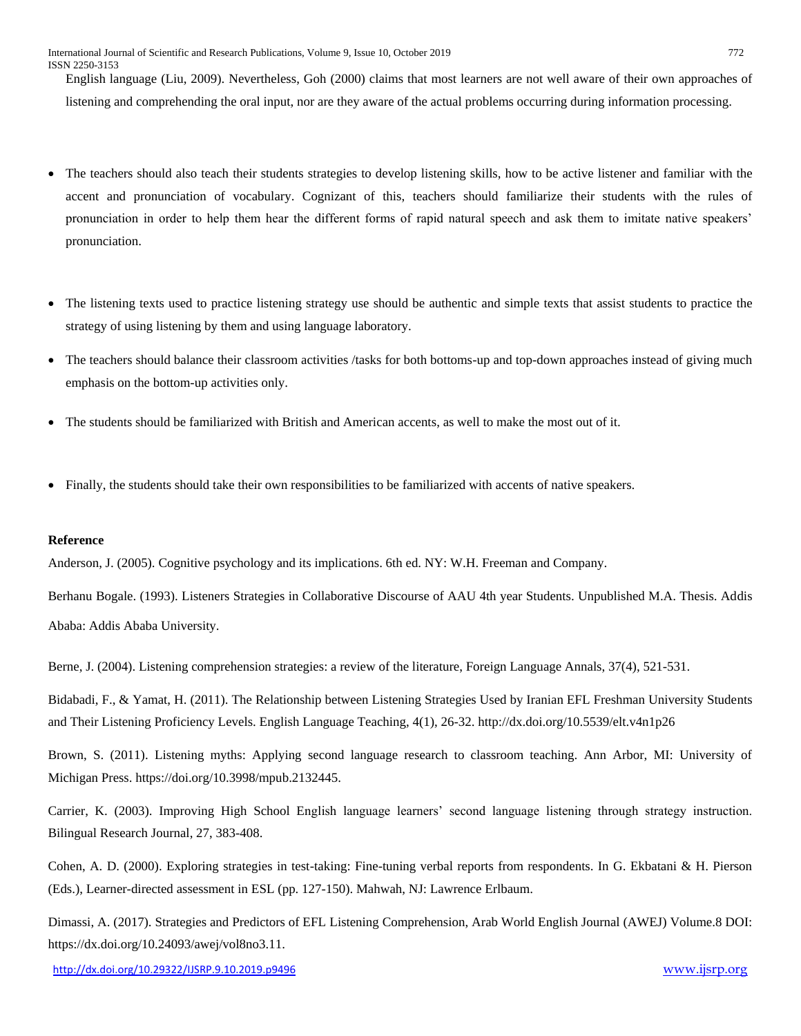English language (Liu, 2009). Nevertheless, Goh (2000) claims that most learners are not well aware of their own approaches of listening and comprehending the oral input, nor are they aware of the actual problems occurring during information processing.

- The teachers should also teach their students strategies to develop listening skills, how to be active listener and familiar with the accent and pronunciation of vocabulary. Cognizant of this, teachers should familiarize their students with the rules of pronunciation in order to help them hear the different forms of rapid natural speech and ask them to imitate native speakers' pronunciation.

- The listening texts used to practice listening strategy use should be authentic and simple texts that assist students to practice the strategy of using listening by them and using language laboratory.
- The teachers should balance their classroom activities /tasks for both bottoms-up and top-down approaches instead of giving much emphasis on the bottom-up activities only.
- The students should be familiarized with British and American accents, as well to make the most out of it.

- Finally, the students should take their own responsibilities to be familiarized with accents of native speakers.

**Reference**

Anderson, J. (2005). Cognitive psychology and its implications. 6th ed. NY: W.H. Freeman and Company.

Berhanu Bogale. (1993). Listeners Strategies in Collaborative Discourse of AAU 4th year Students. Unpublished M.A. Thesis. Addis Ababa: Addis Ababa University.

Berne, J. (2004). Listening comprehension strategies: a review of the literature, Foreign Language Annals, 37(4), 521-531.

Bidabadi, F., & Yamat, H. (2011). The Relationship between Listening Strategies Used by Iranian EFL Freshman University Students and Their Listening Proficiency Levels. English Language Teaching, 4(1), 26-32. http://dx.doi.org/10.5539/elt.v4n1p26

Brown, S. (2011). Listening myths: Applying second language research to classroom teaching. Ann Arbor, MI: University of Michigan Press. https://doi.org/10.3998/mpub.2132445.

Carrier, K. (2003). Improving High School English language learners' second language listening through strategy instruction. Bilingual Research Journal, 27, 383-408.

Cohen, A. D. (2000). Exploring strategies in test-taking: Fine-tuning verbal reports from respondents. In G. Ekbatani & H. Pierson (Eds.), Learner-directed assessment in ESL (pp. 127-150). Mahwah, NJ: Lawrence Erlbaum.

Dimassi, A. (2017). Strategies and Predictors of EFL Listening Comprehension, Arab World English Journal (AWEJ) Volume.8 DOI: https://dx.doi.org/10.24093/awej/vol8no3.11.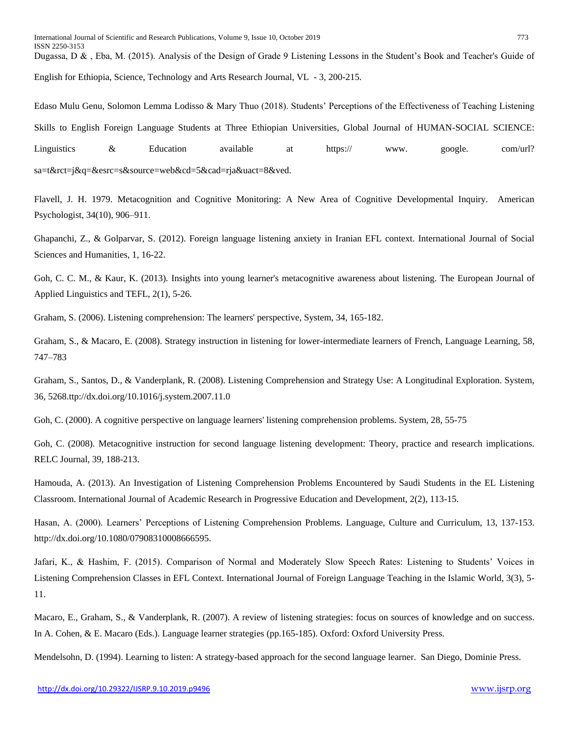Dugassa, D & , Eba, M. (2015). Analysis of the Design of Grade 9 Listening Lessons in the Student's Book and Teacher's Guide of English for Ethiopia, Science, Technology and Arts Research Journal, VL - 3, 200-215.

Edaso Mulu Genu, Solomon Lemma Lodisso & Mary Thuo (2018). Students' Perceptions of the Effectiveness of Teaching Listening Skills to English Foreign Language Students at Three Ethiopian Universities, Global Journal of HUMAN-SOCIAL SCIENCE: Linguistics & Education available at https:// www. google. com/url? sa=t&rct=j&q=&esrc=s&source=web&cd=5&cad=rja&uact=8&ved.

Flavell, J. H. 1979. Metacognition and Cognitive Monitoring: A New Area of Cognitive Developmental Inquiry. American Psychologist, 34(10), 906–911.

Ghapanchi, Z., & Golparvar, S. (2012). Foreign language listening anxiety in Iranian EFL context. International Journal of Social Sciences and Humanities, 1, 16-22.

Goh, C. C. M., & Kaur, K. (2013). Insights into young learner's metacognitive awareness about listening. The European Journal of Applied Linguistics and TEFL, 2(1), 5-26.

Graham, S. (2006). Listening comprehension: The learners' perspective, System, 34, 165-182.

Graham, S., & Macaro, E. (2008). Strategy instruction in listening for lower-intermediate learners of French, Language Learning, 58, 747–783

Graham, S., Santos, D., & Vanderplank, R. (2008). Listening Comprehension and Strategy Use: A Longitudinal Exploration. System, 36, 5268.ttp://dx.doi.org/10.1016/j.system.2007.11.0

Goh, C. (2000). A cognitive perspective on language learners' listening comprehension problems. System, 28, 55-75

Goh, C. (2008). Metacognitive instruction for second language listening development: Theory, practice and research implications. RELC Journal, 39, 188-213.

Hamouda, A. (2013). An Investigation of Listening Comprehension Problems Encountered by Saudi Students in the EL Listening Classroom. International Journal of Academic Research in Progressive Education and Development, 2(2), 113-15.

Hasan, A. (2000). Learners' Perceptions of Listening Comprehension Problems. Language, Culture and Curriculum, 13, 137-153. http://dx.doi.org/10.1080/07908310008666595.

Jafari, K., & Hashim, F. (2015). Comparison of Normal and Moderately Slow Speech Rates: Listening to Students' Voices in Listening Comprehension Classes in EFL Context. International Journal of Foreign Language Teaching in the Islamic World, 3(3), 5-11.

Macaro, E., Graham, S., & Vanderplank, R. (2007). A review of listening strategies: focus on sources of knowledge and on success. In A. Cohen, & E. Macaro (Eds.). Language learner strategies (pp.165-185). Oxford: Oxford University Press.

Mendelsohn, D. (1994). Learning to listen: A strategy-based approach for the second language learner. San Diego, Dominie Press.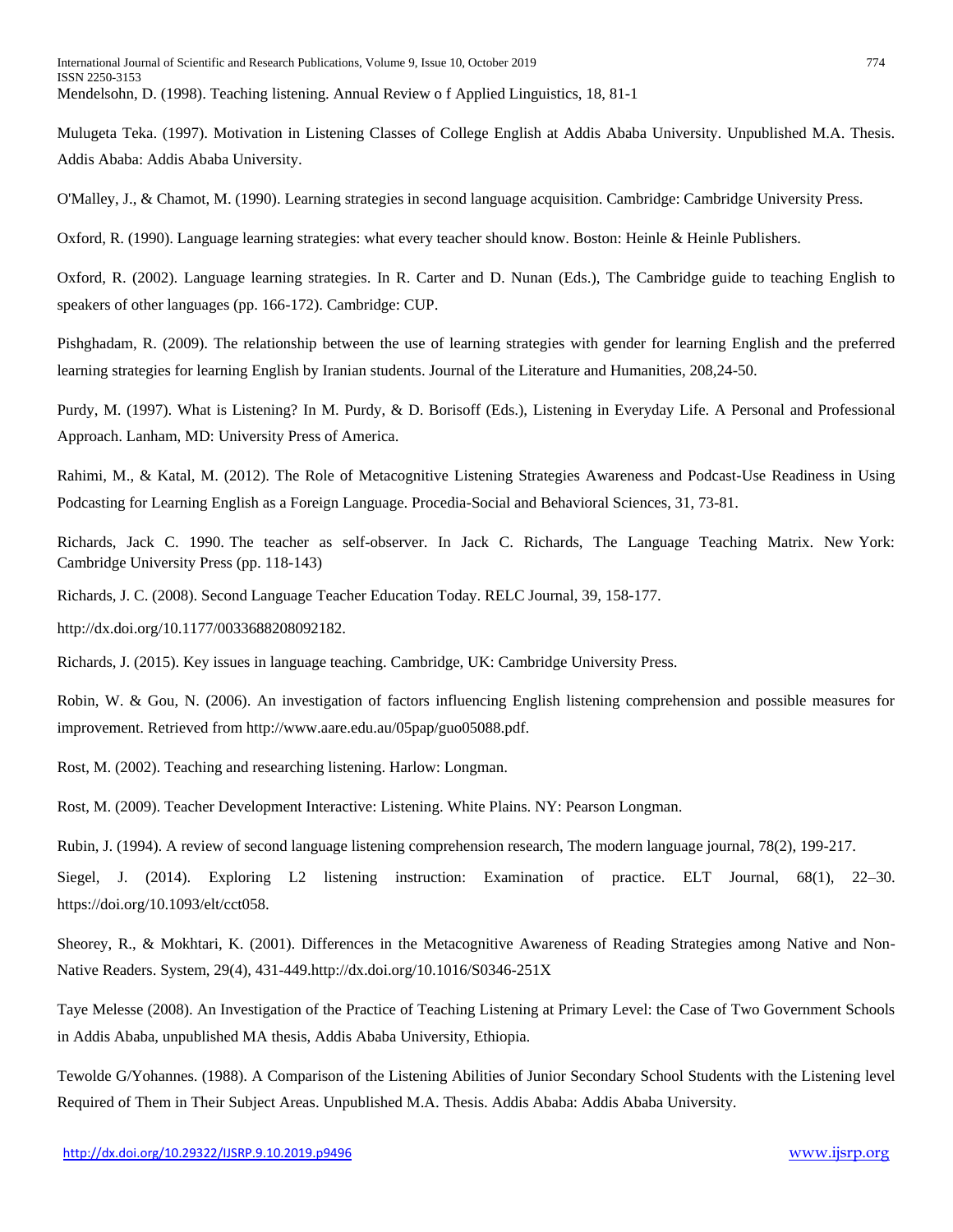Mendelsohn, D. (1998). Teaching listening. Annual Review o f Applied Linguistics, 18, 81-1

Mulugeta Teka. (1997). Motivation in Listening Classes of College English at Addis Ababa University. Unpublished M.A. Thesis. Addis Ababa: Addis Ababa University.

O'Malley, J., & Chamot, M. (1990). Learning strategies in second language acquisition. Cambridge: Cambridge University Press.

Oxford, R. (1990). Language learning strategies: what every teacher should know. Boston: Heinle & Heinle Publishers.

Oxford, R. (2002). Language learning strategies. In R. Carter and D. Nunan (Eds.), The Cambridge guide to teaching English to speakers of other languages (pp. 166-172). Cambridge: CUP.

Pishghadam, R. (2009). The relationship between the use of learning strategies with gender for learning English and the preferred learning strategies for learning English by Iranian students. Journal of the Literature and Humanities, 208,24-50.

Purdy, M. (1997). What is Listening? In M. Purdy, & D. Borisoff (Eds.), Listening in Everyday Life. A Personal and Professional Approach. Lanham, MD: University Press of America.

Rahimi, M., & Katal, M. (2012). The Role of Metacognitive Listening Strategies Awareness and Podcast-Use Readiness in Using Podcasting for Learning English as a Foreign Language. Procedia-Social and Behavioral Sciences, 31, 73-81.

Richards, Jack C. 1990. The teacher as self-observer. In Jack C. Richards, The Language Teaching Matrix. New York: Cambridge University Press (pp. 118-143)

Richards, J. C. (2008). Second Language Teacher Education Today. RELC Journal, 39, 158-177.

http://dx.doi.org/10.1177/0033688208092182.

Richards, J. (2015). Key issues in language teaching. Cambridge, UK: Cambridge University Press.

Robin, W. & Gou, N. (2006). An investigation of factors influencing English listening comprehension and possible measures for improvement. Retrieved from http://www.aare.edu.au/05pap/guo05088.pdf.

Rost, M. (2002). Teaching and researching listening. Harlow: Longman.

Rost, M. (2009). Teacher Development Interactive: Listening. White Plains. NY: Pearson Longman.

Rubin, J. (1994). A review of second language listening comprehension research, The modern language journal, 78(2), 199-217.

Siegel, J. (2014). Exploring L2 listening instruction: Examination of practice. ELT Journal, 68(1), 22–30. https://doi.org/10.1093/elt/cct058.

Sheorey, R., & Mokhtari, K. (2001). Differences in the Metacognitive Awareness of Reading Strategies among Native and Non-Native Readers. System, 29(4), 431-449.http://dx.doi.org/10.1016/S0346-251X

Taye Melesse (2008). An Investigation of the Practice of Teaching Listening at Primary Level: the Case of Two Government Schools in Addis Ababa, unpublished MA thesis, Addis Ababa University, Ethiopia.

Tewolde G/Yohannes. (1988). A Comparison of the Listening Abilities of Junior Secondary School Students with the Listening level Required of Them in Their Subject Areas. Unpublished M.A. Thesis. Addis Ababa: Addis Ababa University.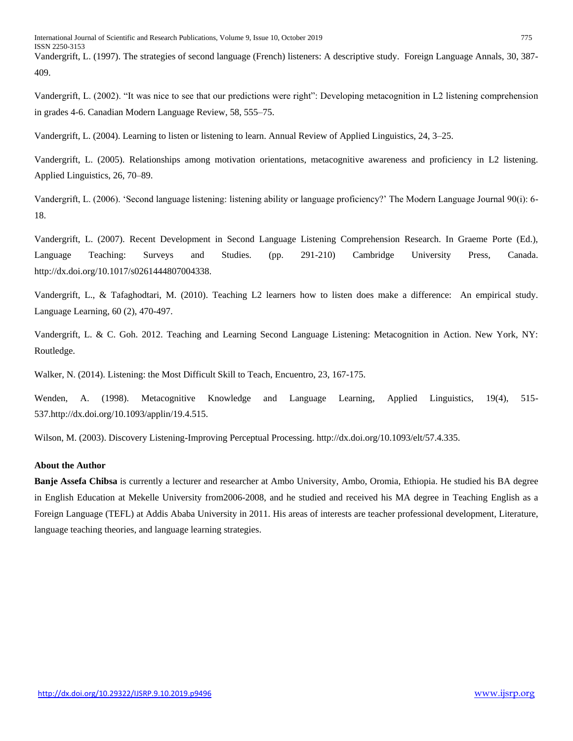Vandergrift, L. (1997). The strategies of second language (French) listeners: A descriptive study. Foreign Language Annals, 30, 387-409.

Vandergrift, L. (2002). "It was nice to see that our predictions were right": Developing metacognition in L2 listening comprehension in grades 4-6. Canadian Modern Language Review, 58, 555–75.

Vandergrift, L. (2004). Learning to listen or listening to learn. Annual Review of Applied Linguistics, 24, 3–25.

Vandergrift, L. (2005). Relationships among motivation orientations, metacognitive awareness and proficiency in L2 listening. Applied Linguistics, 26, 70–89.

Vandergrift, L. (2006). 'Second language listening: listening ability or language proficiency?' The Modern Language Journal 90(i): 6-18.

Vandergrift, L. (2007). Recent Development in Second Language Listening Comprehension Research. In Graeme Porte (Ed.), Language Teaching: Surveys and Studies. (pp. 291-210) Cambridge University Press, Canada. http://dx.doi.org/10.1017/s0261444807004338.

Vandergrift, L., & Tafaghodtari, M. (2010). Teaching L2 learners how to listen does make a difference: An empirical study. Language Learning, 60 (2), 470-497.

Vandergrift, L. & C. Goh. 2012. Teaching and Learning Second Language Listening: Metacognition in Action. New York, NY: Routledge.

Walker, N. (2014). Listening: the Most Difficult Skill to Teach, Encuentro, 23, 167-175.

Wenden, A. (1998). Metacognitive Knowledge and Language Learning, Applied Linguistics, 19(4), 515-537.http://dx.doi.org/10.1093/applin/19.4.515.

Wilson, M. (2003). Discovery Listening-Improving Perceptual Processing. http://dx.doi.org/10.1093/elt/57.4.335.

**About the Author**

**Banje Assefa Chibsa** is currently a lecturer and researcher at Ambo University, Ambo, Oromia, Ethiopia. He studied his BA degree in English Education at Mekelle University from2006-2008, and he studied and received his MA degree in Teaching English as a Foreign Language (TEFL) at Addis Ababa University in 2011. His areas of interests are teacher professional development, Literature, language teaching theories, and language learning strategies.